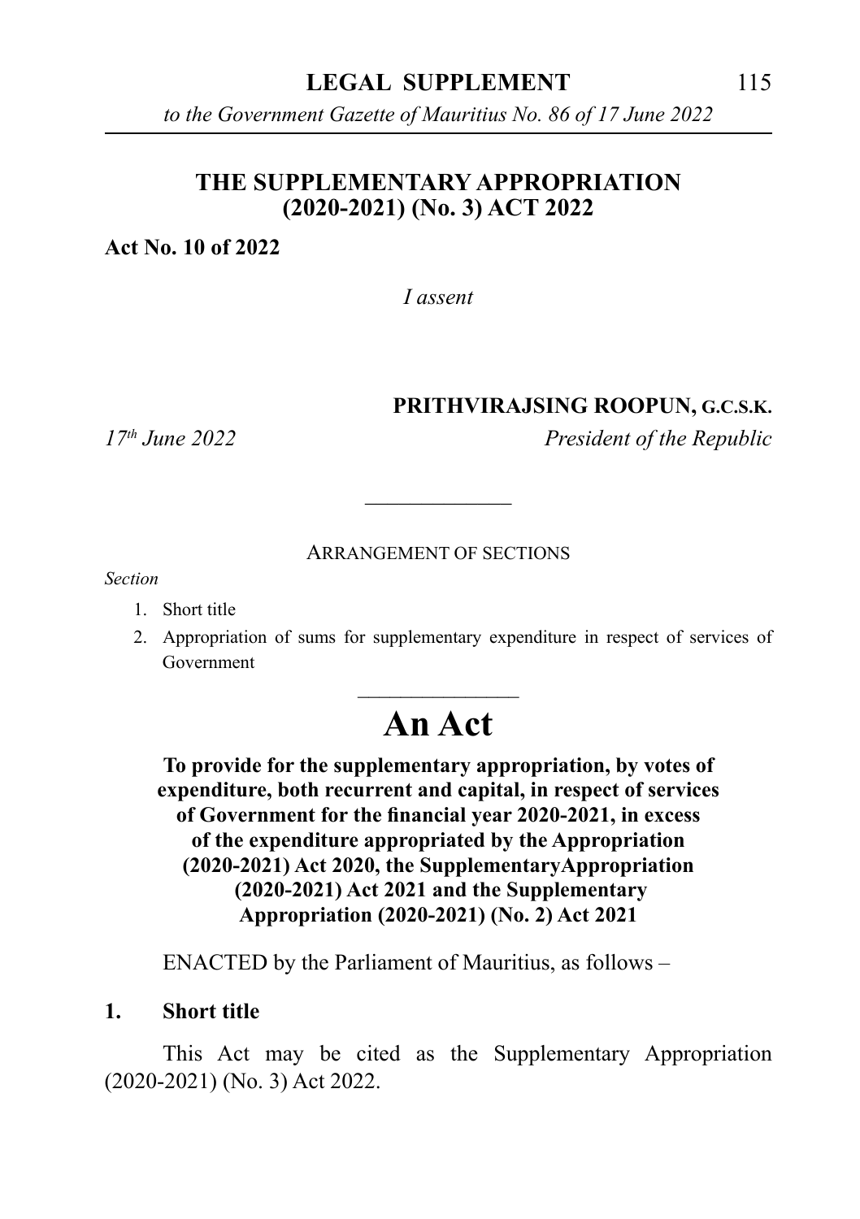# THE SUPPLEMENTARY APPROPRIATION (2020-2021) (No. 3) ACT 2022

**Act No. 10 of 2022**

*I assent*

**PRITHVIRAJSING ROOPUN, G.C.S.K.**

*17th June 2022* *President of the Republic*

---

ARRANGEMENT OF SECTIONS

*Section*

1. Short title
2. Appropriation of sums for supplementary expenditure in respect of services of Government

---

# An Act

**To provide for the supplementary appropriation, by votes of expenditure, both recurrent and capital, in respect of services of Government for the financial year 2020-2021, in excess of the expenditure appropriated by the Appropriation (2020-2021) Act 2020, the SupplementaryAppropriation (2020-2021) Act 2021 and the Supplementary Appropriation (2020-2021) (No. 2) Act 2021**

ENACTED by the Parliament of Mauritius, as follows –

**1. Short title**

This Act may be cited as the Supplementary Appropriation (2020-2021) (No. 3) Act 2022.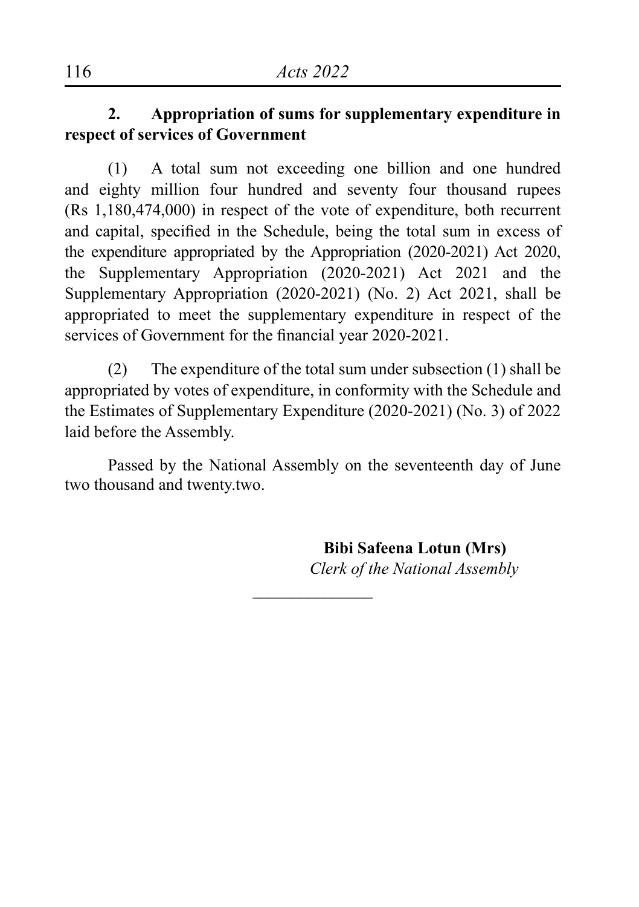**2. Appropriation of sums for supplementary expenditure in respect of services of Government**

(1) A total sum not exceeding one billion and one hundred and eighty million four hundred and seventy four thousand rupees (Rs 1,180,474,000) in respect of the vote of expenditure, both recurrent and capital, specified in the Schedule, being the total sum in excess of the expenditure appropriated by the Appropriation (2020-2021) Act 2020, the Supplementary Appropriation (2020-2021) Act 2021 and the Supplementary Appropriation (2020-2021) (No. 2) Act 2021, shall be appropriated to meet the supplementary expenditure in respect of the services of Government for the financial year 2020-2021.

(2) The expenditure of the total sum under subsection (1) shall be appropriated by votes of expenditure, in conformity with the Schedule and the Estimates of Supplementary Expenditure (2020-2021) (No. 3) of 2022 laid before the Assembly.

Passed by the National Assembly on the seventeenth day of June two thousand and twenty.two.

**Bibi Safeena Lotun (Mrs)**
*Clerk of the National Assembly*

---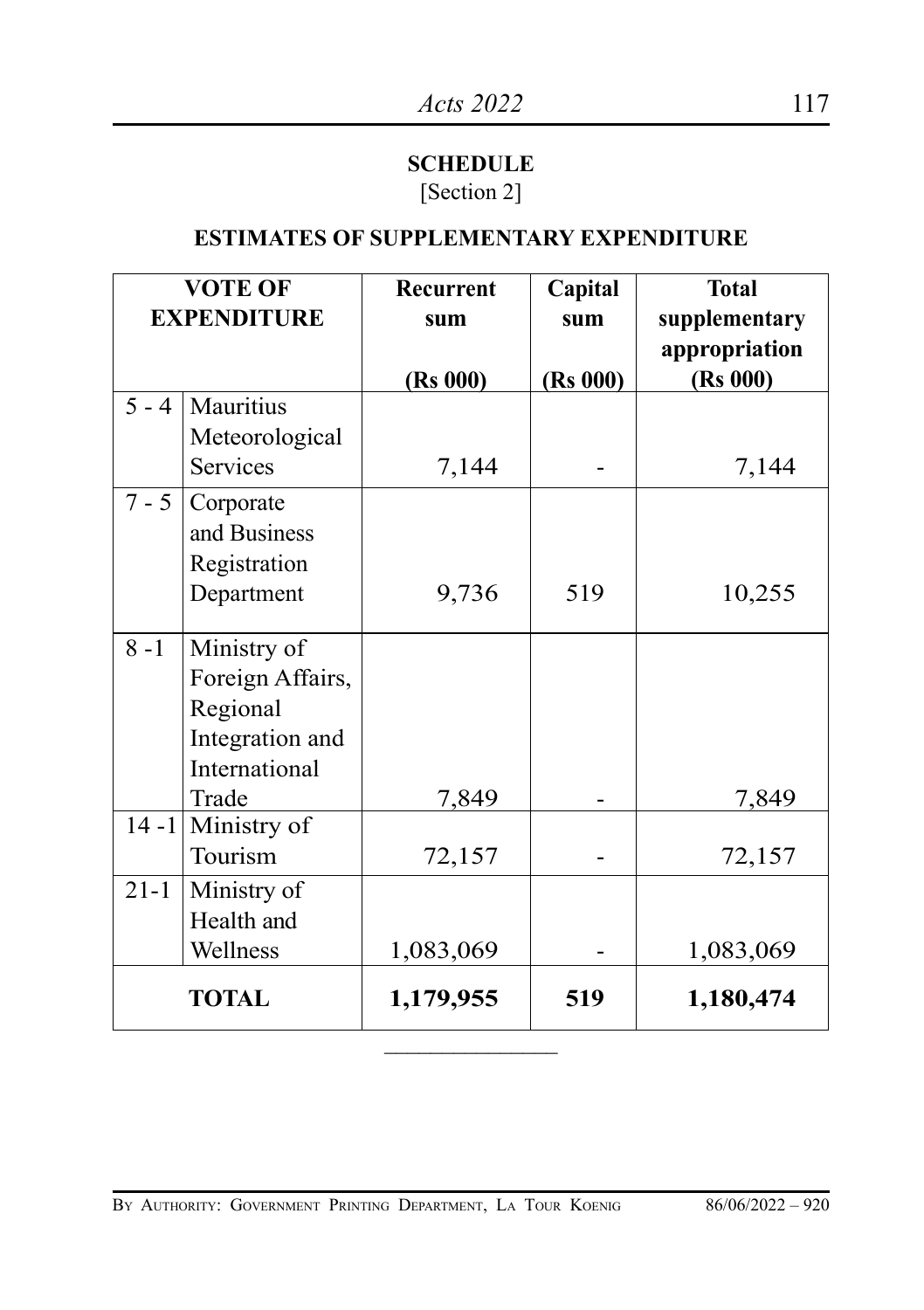## SCHEDULE

[Section 2]

### ESTIMATES OF SUPPLEMENTARY EXPENDITURE

| VOTE OF EXPENDITURE | | Recurrent sum (Rs 000) | Capital sum (Rs 000) | Total supplementary appropriation (Rs 000) |
|---|---|---|---|---|
| 5 - 4 | Mauritius Meteorological Services | 7,144 | - | 7,144 |
| 7 - 5 | Corporate and Business Registration Department | 9,736 | 519 | 10,255 |
| 8 -1 | Ministry of Foreign Affairs, Regional Integration and International Trade | 7,849 | - | 7,849 |
| 14 -1 | Ministry of Tourism | 72,157 | - | 72,157 |
| 21-1 | Ministry of Health and Wellness | 1,083,069 | - | 1,083,069 |
| **TOTAL** | | **1,179,955** | **519** | **1,180,474** |

---

By Authority: Government Printing Department, La Tour Koenig 86/06/2022 – 920